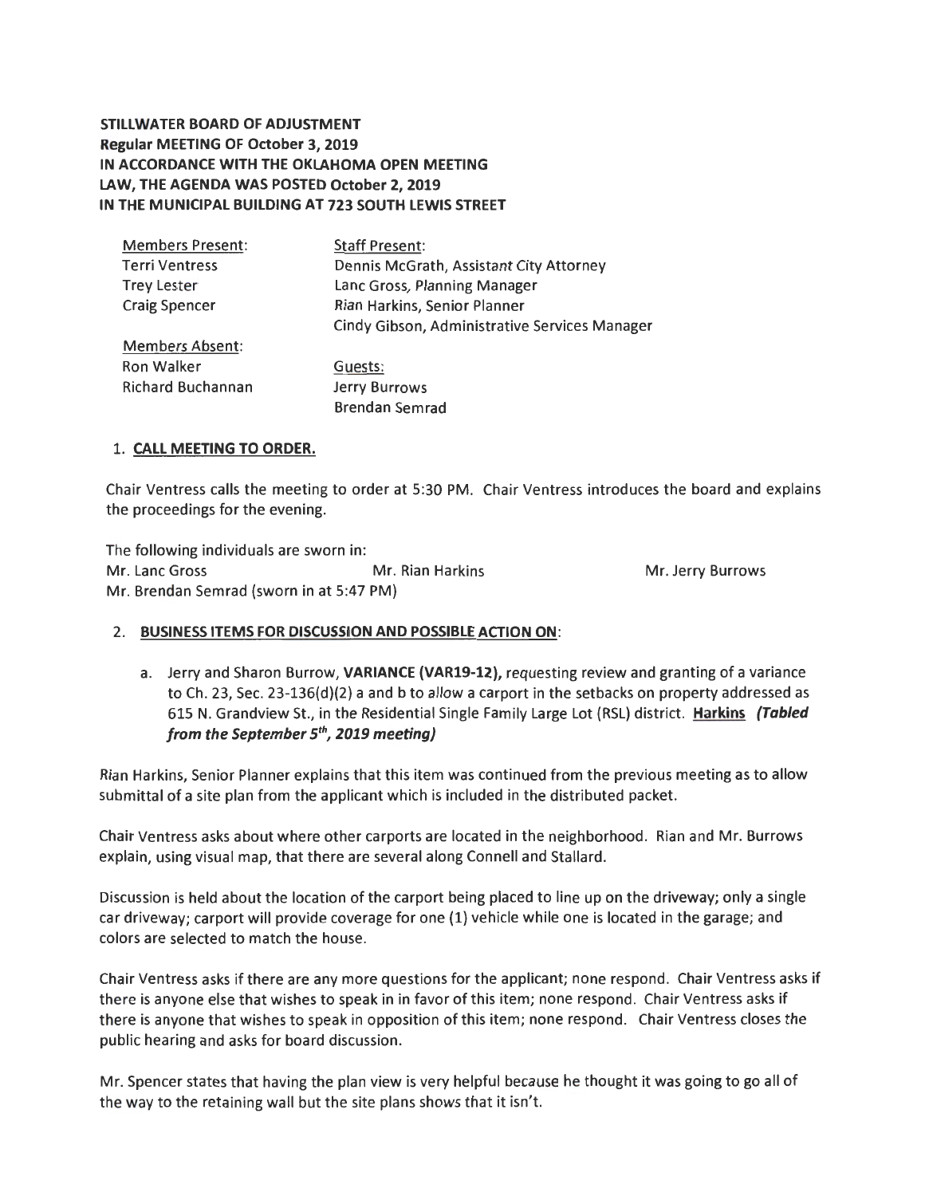**STILLWATER BOARD OF ADJUSTMENT**
**Regular MEETING OF October 3, 2019**
**IN ACCORDANCE WITH THE OKLAHOMA OPEN MEETING LAW, THE AGENDA WAS POSTED October 2, 2019 IN THE MUNICIPAL BUILDING AT 723 SOUTH LEWIS STREET**

| Members Present: | Staff Present: |
|---|---|
| Terri Ventress | Dennis McGrath, Assistant City Attorney |
| Trey Lester | Lanc Gross, Planning Manager |
| Craig Spencer | Rian Harkins, Senior Planner |
| | Cindy Gibson, Administrative Services Manager |
| Members Absent: | |
| Ron Walker | Guests: |
| Richard Buchannan | Jerry Burrows |
| | Brendan Semrad |

1. **CALL MEETING TO ORDER.**

Chair Ventress calls the meeting to order at 5:30 PM. Chair Ventress introduces the board and explains the proceedings for the evening.

The following individuals are sworn in:
Mr. Lanc Gross    Mr. Rian Harkins    Mr. Jerry Burrows
Mr. Brendan Semrad (sworn in at 5:47 PM)

2. **BUSINESS ITEMS FOR DISCUSSION AND POSSIBLE ACTION ON:**

   a. Jerry and Sharon Burrow, **VARIANCE (VAR19-12),** requesting review and granting of a variance to Ch. 23, Sec. 23-136(d)(2) a and b to allow a carport in the setbacks on property addressed as 615 N. Grandview St., in the Residential Single Family Large Lot (RSL) district. **Harkins** ***(Tabled from the September 5th, 2019 meeting)***

Rian Harkins, Senior Planner explains that this item was continued from the previous meeting as to allow submittal of a site plan from the applicant which is included in the distributed packet.

Chair Ventress asks about where other carports are located in the neighborhood. Rian and Mr. Burrows explain, using visual map, that there are several along Connell and Stallard.

Discussion is held about the location of the carport being placed to line up on the driveway; only a single car driveway; carport will provide coverage for one (1) vehicle while one is located in the garage; and colors are selected to match the house.

Chair Ventress asks if there are any more questions for the applicant; none respond. Chair Ventress asks if there is anyone else that wishes to speak in in favor of this item; none respond. Chair Ventress asks if there is anyone that wishes to speak in opposition of this item; none respond. Chair Ventress closes the public hearing and asks for board discussion.

Mr. Spencer states that having the plan view is very helpful because he thought it was going to go all of the way to the retaining wall but the site plans shows that it isn't.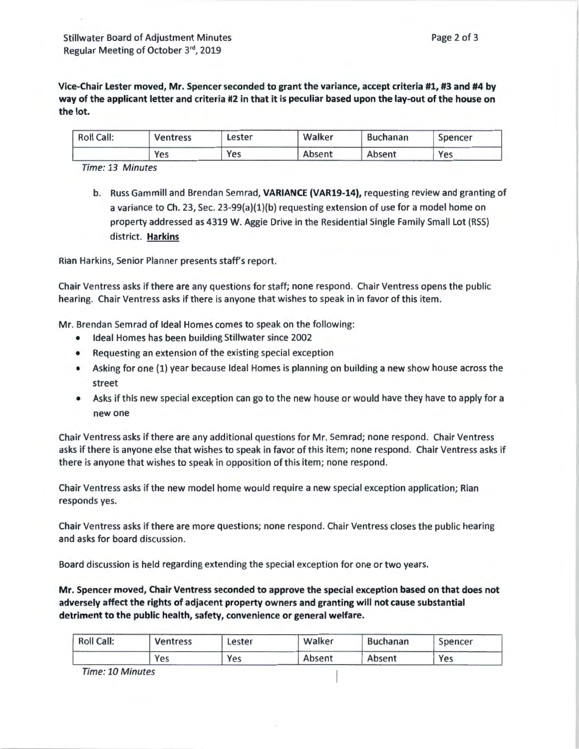**Vice-Chair Lester moved, Mr. Spencer seconded to grant the variance, accept criteria #1, #3 and #4 by way of the applicant letter and criteria #2 in that it is peculiar based upon the lay-out of the house on the lot.**

| Roll Call: | Ventress | Lester | Walker | Buchanan | Spencer |
|---|---|---|---|---|---|
| | Yes | Yes | Absent | Absent | Yes |

*Time: 13 Minutes*

b. Russ Gammill and Brendan Semrad, **VARIANCE (VAR19-14),** requesting review and granting of a variance to Ch. 23, Sec. 23-99(a)(1)(b) requesting extension of use for a model home on property addressed as 4319 W. Aggie Drive in the Residential Single Family Small Lot (RSS) district. **Harkins**

Rian Harkins, Senior Planner presents staff's report.

Chair Ventress asks if there are any questions for staff; none respond. Chair Ventress opens the public hearing. Chair Ventress asks if there is anyone that wishes to speak in in favor of this item.

Mr. Brendan Semrad of Ideal Homes comes to speak on the following:

- Ideal Homes has been building Stillwater since 2002
- Requesting an extension of the existing special exception
- Asking for one (1) year because Ideal Homes is planning on building a new show house across the street
- Asks if this new special exception can go to the new house or would have they have to apply for a new one

Chair Ventress asks if there are any additional questions for Mr. Semrad; none respond. Chair Ventress asks if there is anyone else that wishes to speak in favor of this item; none respond. Chair Ventress asks if there is anyone that wishes to speak in opposition of this item; none respond.

Chair Ventress asks if the new model home would require a new special exception application; Rian responds yes.

Chair Ventress asks if there are more questions; none respond. Chair Ventress closes the public hearing and asks for board discussion.

Board discussion is held regarding extending the special exception for one or two years.

**Mr. Spencer moved, Chair Ventress seconded to approve the special exception based on that does not adversely affect the rights of adjacent property owners and granting will not cause substantial detriment to the public health, safety, convenience or general welfare.**

| Roll Call: | Ventress | Lester | Walker | Buchanan | Spencer |
|---|---|---|---|---|---|
| | Yes | Yes | Absent | Absent | Yes |

*Time: 10 Minutes*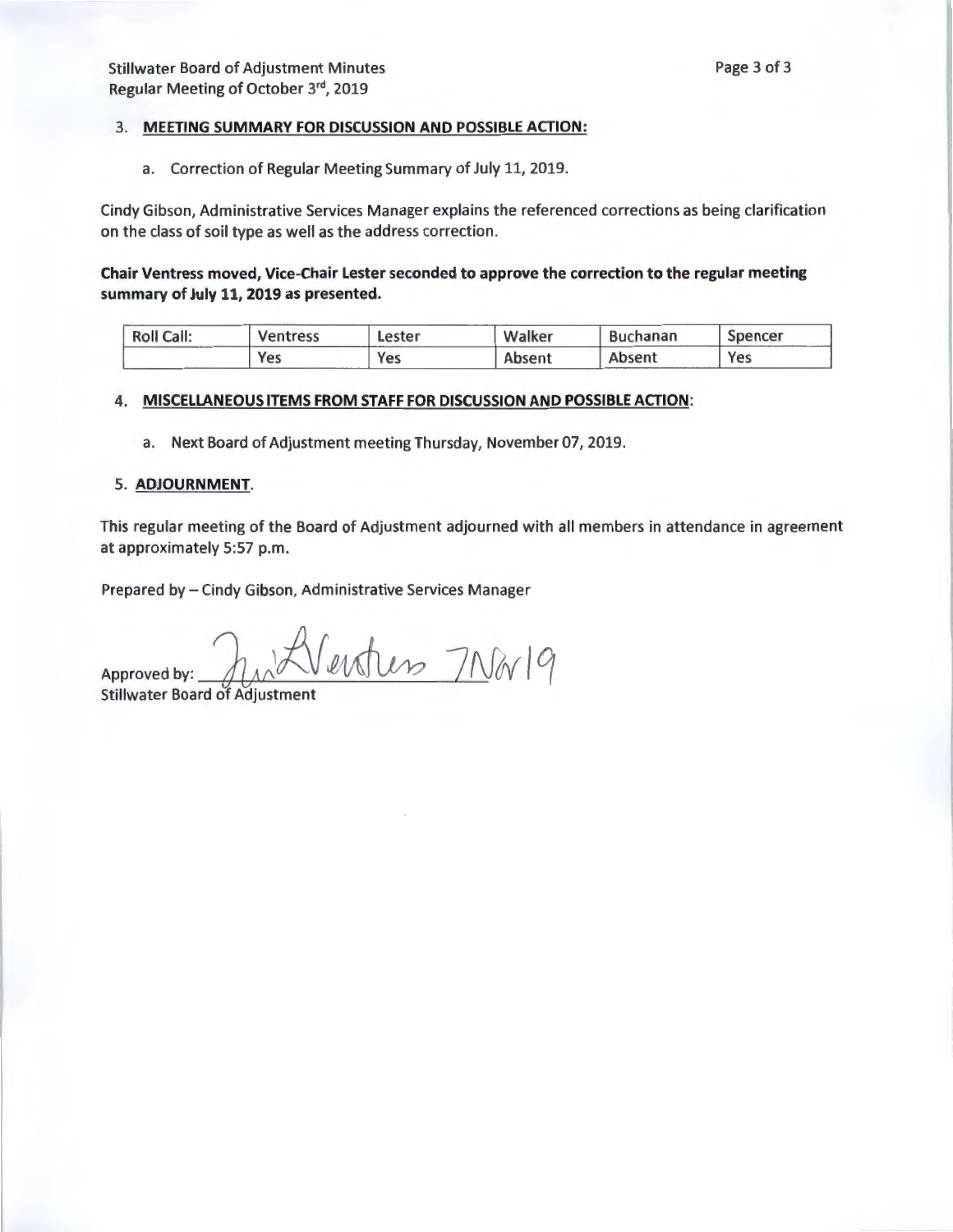3. **MEETING SUMMARY FOR DISCUSSION AND POSSIBLE ACTION:**

   a. Correction of Regular Meeting Summary of July 11, 2019.

Cindy Gibson, Administrative Services Manager explains the referenced corrections as being clarification on the class of soil type as well as the address correction.

**Chair Ventress moved, Vice-Chair Lester seconded to approve the correction to the regular meeting summary of July 11, 2019 as presented.**

| Roll Call: | Ventress | Lester | Walker | Buchanan | Spencer |
|---|---|---|---|---|---|
| | Yes | Yes | Absent | Absent | Yes |

4. **MISCELLANEOUS ITEMS FROM STAFF FOR DISCUSSION AND POSSIBLE ACTION:**

   a. Next Board of Adjustment meeting Thursday, November 07, 2019.

5. **ADJOURNMENT.**

This regular meeting of the Board of Adjustment adjourned with all members in attendance in agreement at approximately 5:57 p.m.

Prepared by – Cindy Gibson, Administrative Services Manager

Approved by: Jim Ventress 7Nov19
Stillwater Board of Adjustment